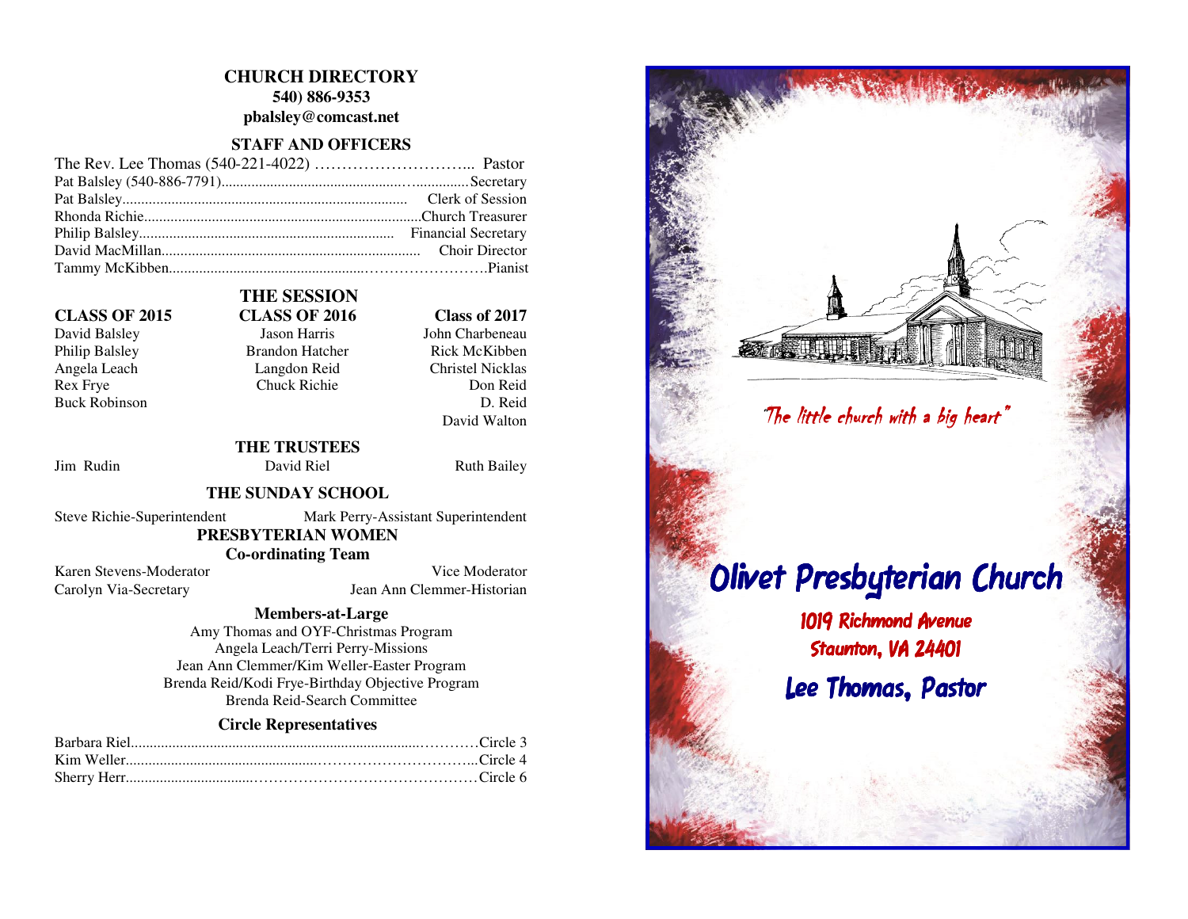# CHURCH DIRECTORY

**540) 886-9353**

**pbalsley@comcast.net**

## STAFF AND OFFICERS

The Rev. Lee Thomas (540-221-4022) ………………………... Pastor
Pat Balsley (540-886-7791)………………………………Secretary
Pat Balsley……………………………………… Clerk of Session
Rhonda Richie……………………………………Church Treasurer
Philip Balsley…………………………………… Financial Secretary
David MacMillan………………………………… Choir Director
Tammy McKibben…………………………………………….Pianist

## THE SESSION

| CLASS OF 2015 | CLASS OF 2016 | Class of 2017 |
|---|---|---|
| David Balsley | Jason Harris | John Charbeneau |
| Philip Balsley | Brandon Hatcher | Rick McKibben |
| Angela Leach | Langdon Reid | Christel Nicklas |
| Rex Frye | Chuck Richie | Don Reid |
| Buck Robinson | | D. Reid |
| | | David Walton |

## THE TRUSTEES

Jim Rudin — David Riel — Ruth Bailey

## THE SUNDAY SCHOOL

Steve Richie-Superintendent — Mark Perry-Assistant Superintendent

## PRESBYTERIAN WOMEN

### Co-ordinating Team

Karen Stevens-Moderator — Vice Moderator
Carolyn Via-Secretary — Jean Ann Clemmer-Historian

### Members-at-Large

Amy Thomas and OYF-Christmas Program
Angela Leach/Terri Perry-Missions
Jean Ann Clemmer/Kim Weller-Easter Program
Brenda Reid/Kodi Frye-Birthday Objective Program
Brenda Reid-Search Committee

### Circle Representatives

Barbara Riel……………………………………………Circle 3
Kim Weller……………………………………………...Circle 4
Sherry Herr……………………………………………Circle 6

*"The little church with a big heart"*

# Olivet Presbyterian Church

1019 Richmond Avenue
Staunton, VA 24401

## Lee Thomas, Pastor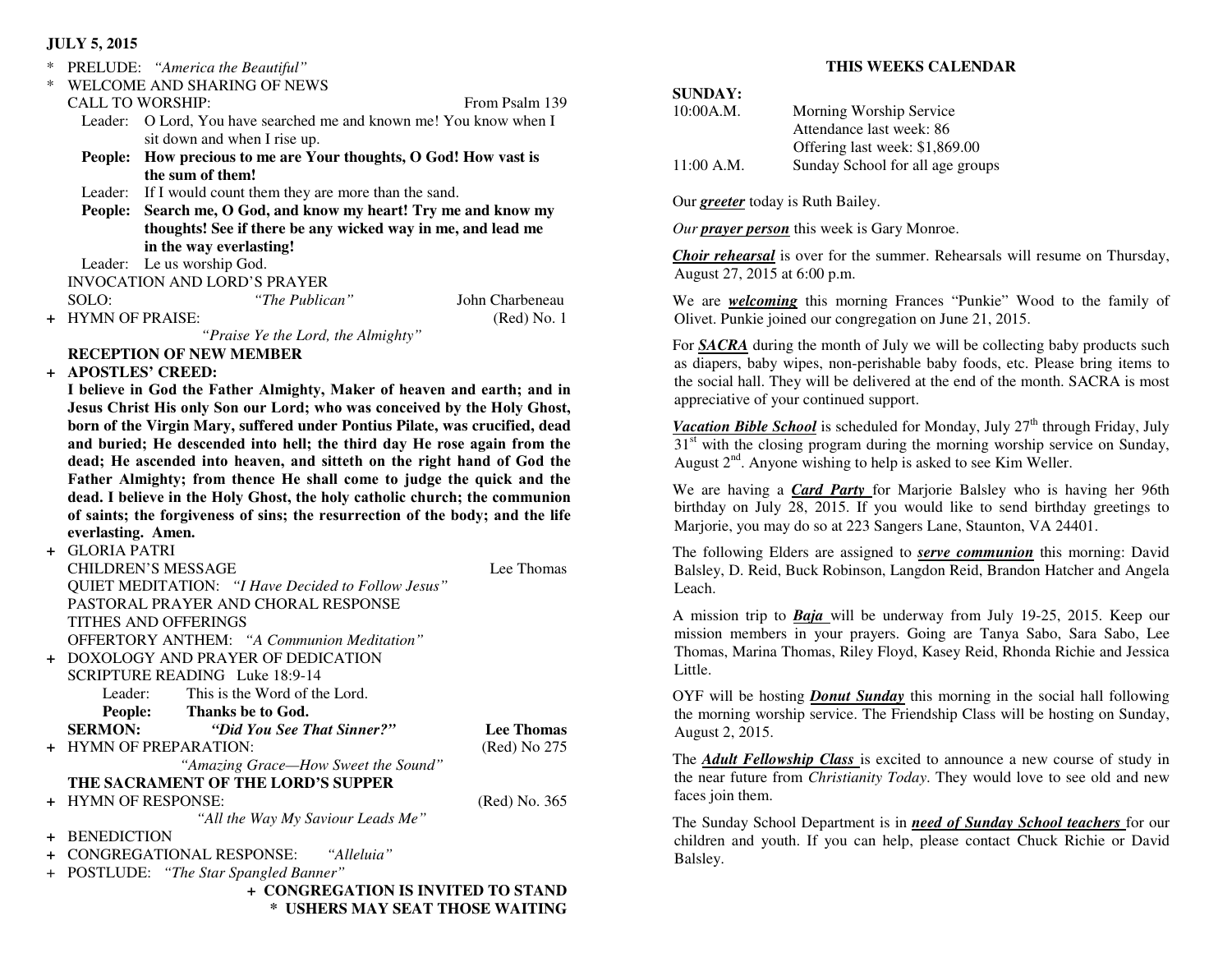**JULY 5, 2015**

\* PRELUDE: *"America the Beautiful"*
\* WELCOME AND SHARING OF NEWS
CALL TO WORSHIP: From Psalm 139

Leader: O Lord, You have searched me and known me! You know when I sit down and when I rise up.
**People: How precious to me are Your thoughts, O God! How vast is the sum of them!**
Leader: If I would count them they are more than the sand.
**People: Search me, O God, and know my heart! Try me and know my thoughts! See if there be any wicked way in me, and lead me in the way everlasting!**
Leader: Le us worship God.

INVOCATION AND LORD'S PRAYER
SOLO: *"The Publican"* John Charbeneau
\+ HYMN OF PRAISE: (Red) No. 1
*"Praise Ye the Lord, the Almighty"*
**RECEPTION OF NEW MEMBER**
\+ **APOSTLES' CREED:**
**I believe in God the Father Almighty, Maker of heaven and earth; and in Jesus Christ His only Son our Lord; who was conceived by the Holy Ghost, born of the Virgin Mary, suffered under Pontius Pilate, was crucified, dead and buried; He descended into hell; the third day He rose again from the dead; He ascended into heaven, and sitteth on the right hand of God the Father Almighty; from thence He shall come to judge the quick and the dead. I believe in the Holy Ghost, the holy catholic church; the communion of saints; the forgiveness of sins; the resurrection of the body; and the life everlasting. Amen.**
\+ GLORIA PATRI
CHILDREN'S MESSAGE Lee Thomas
QUIET MEDITATION: *"I Have Decided to Follow Jesus"*
PASTORAL PRAYER AND CHORAL RESPONSE
TITHES AND OFFERINGS
OFFERTORY ANTHEM: *"A Communion Meditation"*
\+ DOXOLOGY AND PRAYER OF DEDICATION
SCRIPTURE READING Luke 18:9-14

Leader: This is the Word of the Lord.
**People: Thanks be to God.**

**SERMON: *"Did You See That Sinner?"* Lee Thomas**
\+ HYMN OF PREPARATION: (Red) No 275
*"Amazing Grace—How Sweet the Sound"*
**THE SACRAMENT OF THE LORD'S SUPPER**
\+ HYMN OF RESPONSE: (Red) No. 365
*"All the Way My Saviour Leads Me"*
\+ BENEDICTION
\+ CONGREGATIONAL RESPONSE: *"Alleluia"*
\+ POSTLUDE: *"The Star Spangled Banner"*

**+ CONGREGATION IS INVITED TO STAND**
**\* USHERS MAY SEAT THOSE WAITING**

## THIS WEEKS CALENDAR

**SUNDAY:**

10:00A.M. Morning Worship Service
Attendance last week: 86
Offering last week: $1,869.00
11:00 A.M. Sunday School for all age groups

Our ***greeter*** today is Ruth Bailey.

*Our* ***prayer person*** this week is Gary Monroe.

***Choir rehearsal*** is over for the summer. Rehearsals will resume on Thursday, August 27, 2015 at 6:00 p.m.

We are ***welcoming*** this morning Frances "Punkie" Wood to the family of Olivet. Punkie joined our congregation on June 21, 2015.

For ***SACRA*** during the month of July we will be collecting baby products such as diapers, baby wipes, non-perishable baby foods, etc. Please bring items to the social hall. They will be delivered at the end of the month. SACRA is most appreciative of your continued support.

***Vacation Bible School*** is scheduled for Monday, July 27th through Friday, July 31st with the closing program during the morning worship service on Sunday, August 2nd. Anyone wishing to help is asked to see Kim Weller.

We are having a ***Card Party*** for Marjorie Balsley who is having her 96th birthday on July 28, 2015. If you would like to send birthday greetings to Marjorie, you may do so at 223 Sangers Lane, Staunton, VA 24401.

The following Elders are assigned to ***serve communion*** this morning: David Balsley, D. Reid, Buck Robinson, Langdon Reid, Brandon Hatcher and Angela Leach.

A mission trip to ***Baja*** will be underway from July 19-25, 2015. Keep our mission members in your prayers. Going are Tanya Sabo, Sara Sabo, Lee Thomas, Marina Thomas, Riley Floyd, Kasey Reid, Rhonda Richie and Jessica Little.

OYF will be hosting ***Donut Sunday*** this morning in the social hall following the morning worship service. The Friendship Class will be hosting on Sunday, August 2, 2015.

The ***Adult Fellowship Class*** is excited to announce a new course of study in the near future from *Christianity Today*. They would love to see old and new faces join them.

The Sunday School Department is in ***need of Sunday School teachers*** for our children and youth. If you can help, please contact Chuck Richie or David Balsley.